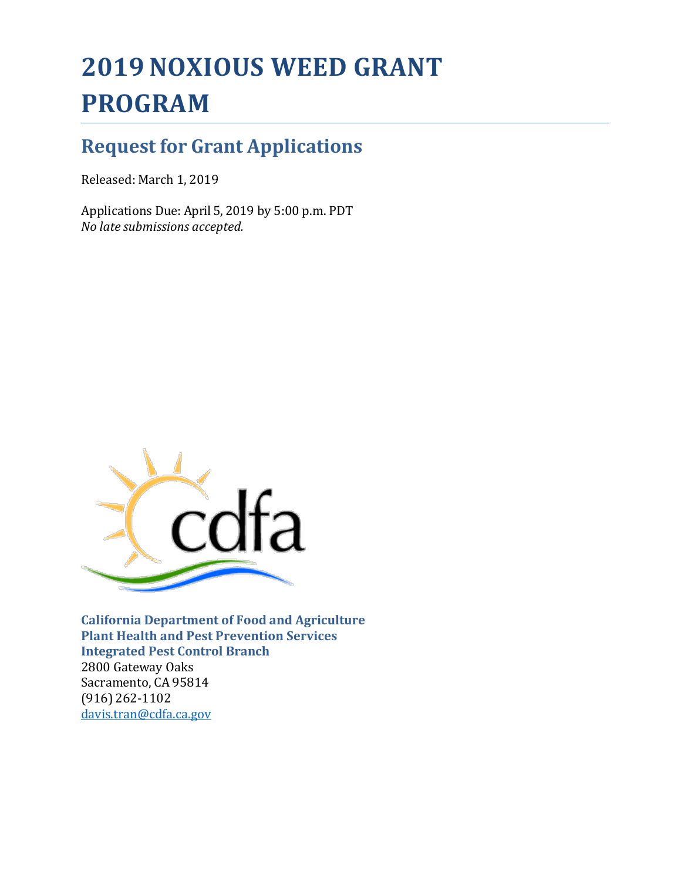# 2019 NOXIOUS WEED GRANT PROGRAM

## Request for Grant Applications

Released: March 1, 2019

Applications Due: April 5, 2019 by 5:00 p.m. PDT
*No late submissions accepted.*

**California Department of Food and Agriculture**
**Plant Health and Pest Prevention Services**
**Integrated Pest Control Branch**
2800 Gateway Oaks
Sacramento, CA 95814
(916) 262-1102
davis.tran@cdfa.ca.gov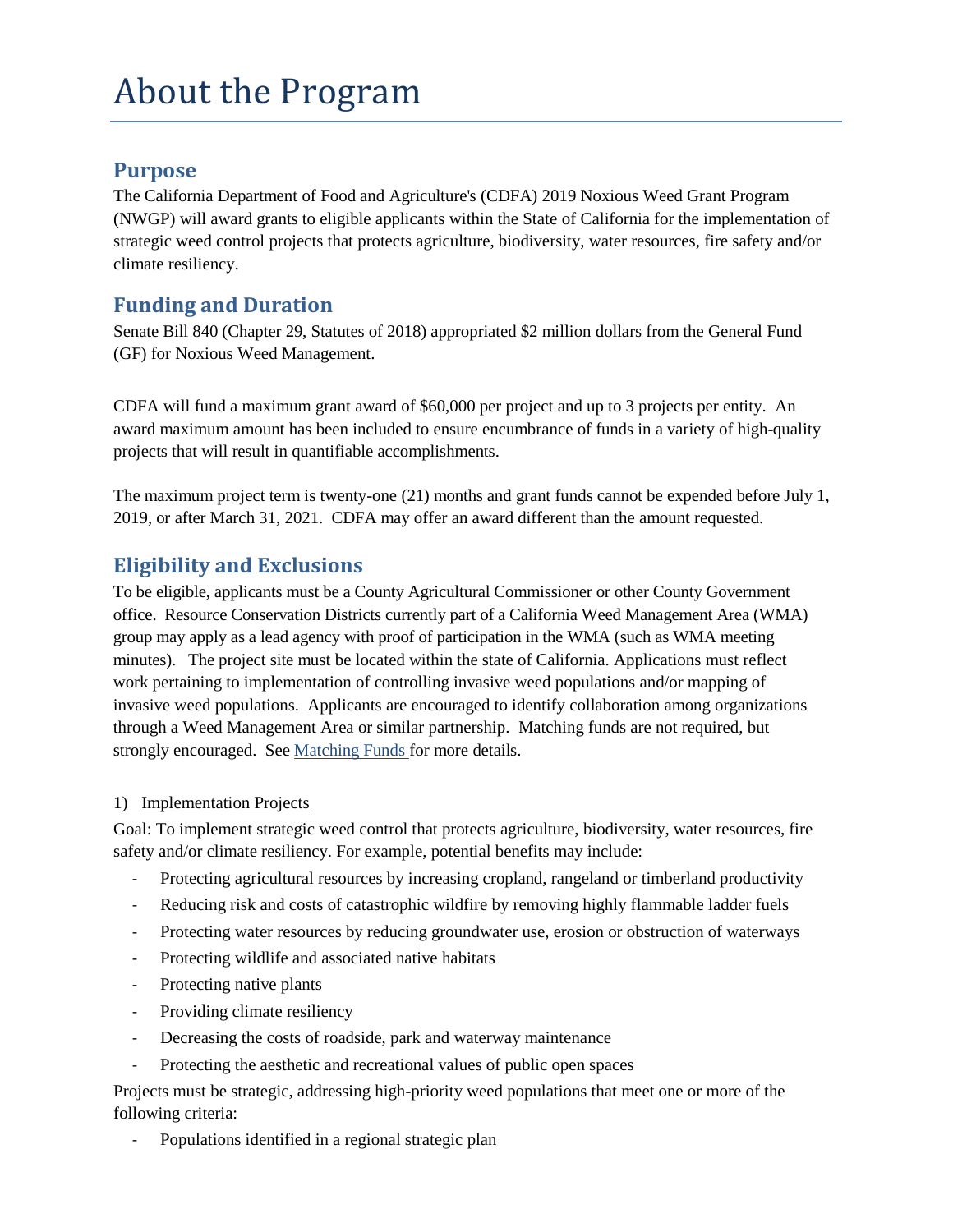# About the Program

## Purpose

The California Department of Food and Agriculture's (CDFA) 2019 Noxious Weed Grant Program (NWGP) will award grants to eligible applicants within the State of California for the implementation of strategic weed control projects that protects agriculture, biodiversity, water resources, fire safety and/or climate resiliency.

## Funding and Duration

Senate Bill 840 (Chapter 29, Statutes of 2018) appropriated $2 million dollars from the General Fund (GF) for Noxious Weed Management.

CDFA will fund a maximum grant award of $60,000 per project and up to 3 projects per entity. An award maximum amount has been included to ensure encumbrance of funds in a variety of high-quality projects that will result in quantifiable accomplishments.

The maximum project term is twenty-one (21) months and grant funds cannot be expended before July 1, 2019, or after March 31, 2021. CDFA may offer an award different than the amount requested.

## Eligibility and Exclusions

To be eligible, applicants must be a County Agricultural Commissioner or other County Government office. Resource Conservation Districts currently part of a California Weed Management Area (WMA) group may apply as a lead agency with proof of participation in the WMA (such as WMA meeting minutes). The project site must be located within the state of California. Applications must reflect work pertaining to implementation of controlling invasive weed populations and/or mapping of invasive weed populations. Applicants are encouraged to identify collaboration among organizations through a Weed Management Area or similar partnership. Matching funds are not required, but strongly encouraged. See Matching Funds for more details.

1) Implementation Projects

Goal: To implement strategic weed control that protects agriculture, biodiversity, water resources, fire safety and/or climate resiliency. For example, potential benefits may include:

- Protecting agricultural resources by increasing cropland, rangeland or timberland productivity
- Reducing risk and costs of catastrophic wildfire by removing highly flammable ladder fuels
- Protecting water resources by reducing groundwater use, erosion or obstruction of waterways
- Protecting wildlife and associated native habitats
- Protecting native plants
- Providing climate resiliency
- Decreasing the costs of roadside, park and waterway maintenance
- Protecting the aesthetic and recreational values of public open spaces

Projects must be strategic, addressing high-priority weed populations that meet one or more of the following criteria:

- Populations identified in a regional strategic plan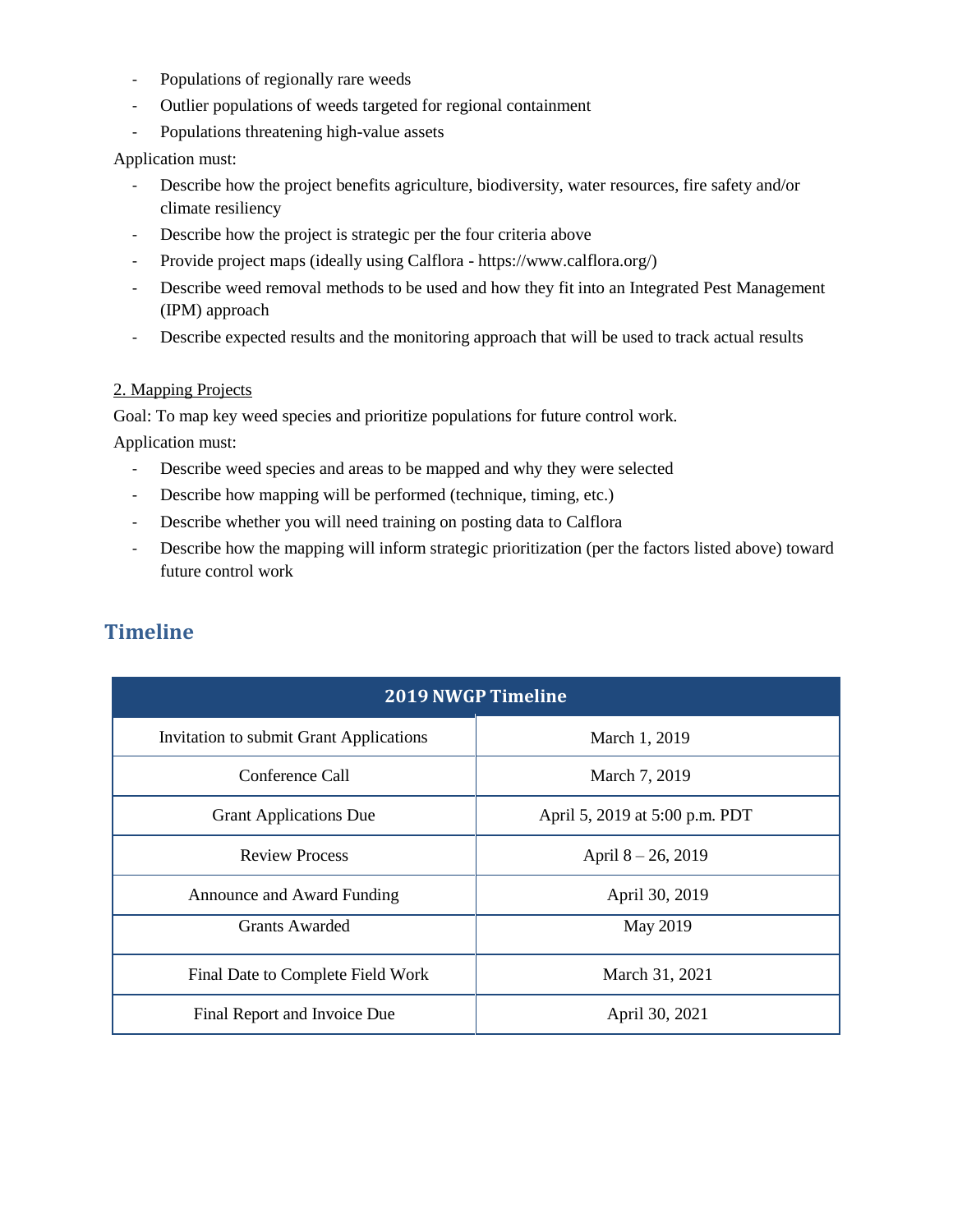- Populations of regionally rare weeds
- Outlier populations of weeds targeted for regional containment
- Populations threatening high-value assets

Application must:

- Describe how the project benefits agriculture, biodiversity, water resources, fire safety and/or climate resiliency
- Describe how the project is strategic per the four criteria above
- Provide project maps (ideally using Calflora - https://www.calflora.org/)
- Describe weed removal methods to be used and how they fit into an Integrated Pest Management (IPM) approach
- Describe expected results and the monitoring approach that will be used to track actual results

2. Mapping Projects

Goal: To map key weed species and prioritize populations for future control work.

Application must:

- Describe weed species and areas to be mapped and why they were selected
- Describe how mapping will be performed (technique, timing, etc.)
- Describe whether you will need training on posting data to Calflora
- Describe how the mapping will inform strategic prioritization (per the factors listed above) toward future control work

## Timeline

| 2019 NWGP Timeline | |
|---|---|
| Invitation to submit Grant Applications | March 1, 2019 |
| Conference Call | March 7, 2019 |
| Grant Applications Due | April 5, 2019 at 5:00 p.m. PDT |
| Review Process | April 8 – 26, 2019 |
| Announce and Award Funding | April 30, 2019 |
| Grants Awarded | May 2019 |
| Final Date to Complete Field Work | March 31, 2021 |
| Final Report and Invoice Due | April 30, 2021 |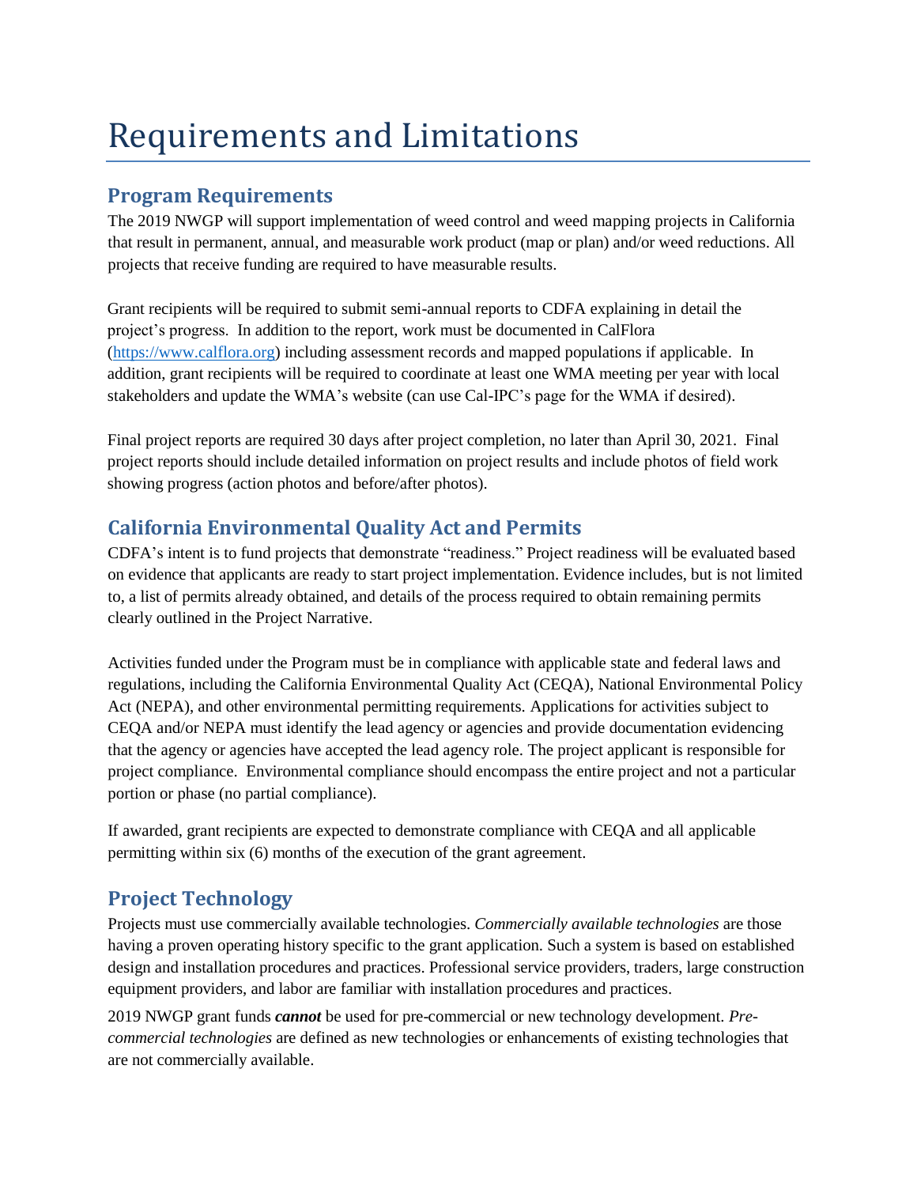# Requirements and Limitations

## Program Requirements

The 2019 NWGP will support implementation of weed control and weed mapping projects in California that result in permanent, annual, and measurable work product (map or plan) and/or weed reductions. All projects that receive funding are required to have measurable results.

Grant recipients will be required to submit semi-annual reports to CDFA explaining in detail the project's progress. In addition to the report, work must be documented in CalFlora (https://www.calflora.org) including assessment records and mapped populations if applicable. In addition, grant recipients will be required to coordinate at least one WMA meeting per year with local stakeholders and update the WMA's website (can use Cal-IPC's page for the WMA if desired).

Final project reports are required 30 days after project completion, no later than April 30, 2021. Final project reports should include detailed information on project results and include photos of field work showing progress (action photos and before/after photos).

## California Environmental Quality Act and Permits

CDFA's intent is to fund projects that demonstrate "readiness." Project readiness will be evaluated based on evidence that applicants are ready to start project implementation. Evidence includes, but is not limited to, a list of permits already obtained, and details of the process required to obtain remaining permits clearly outlined in the Project Narrative.

Activities funded under the Program must be in compliance with applicable state and federal laws and regulations, including the California Environmental Quality Act (CEQA), National Environmental Policy Act (NEPA), and other environmental permitting requirements. Applications for activities subject to CEQA and/or NEPA must identify the lead agency or agencies and provide documentation evidencing that the agency or agencies have accepted the lead agency role. The project applicant is responsible for project compliance. Environmental compliance should encompass the entire project and not a particular portion or phase (no partial compliance).

If awarded, grant recipients are expected to demonstrate compliance with CEQA and all applicable permitting within six (6) months of the execution of the grant agreement.

## Project Technology

Projects must use commercially available technologies. *Commercially available technologies* are those having a proven operating history specific to the grant application. Such a system is based on established design and installation procedures and practices. Professional service providers, traders, large construction equipment providers, and labor are familiar with installation procedures and practices.

2019 NWGP grant funds ***cannot*** be used for pre-commercial or new technology development. *Pre-commercial technologies* are defined as new technologies or enhancements of existing technologies that are not commercially available.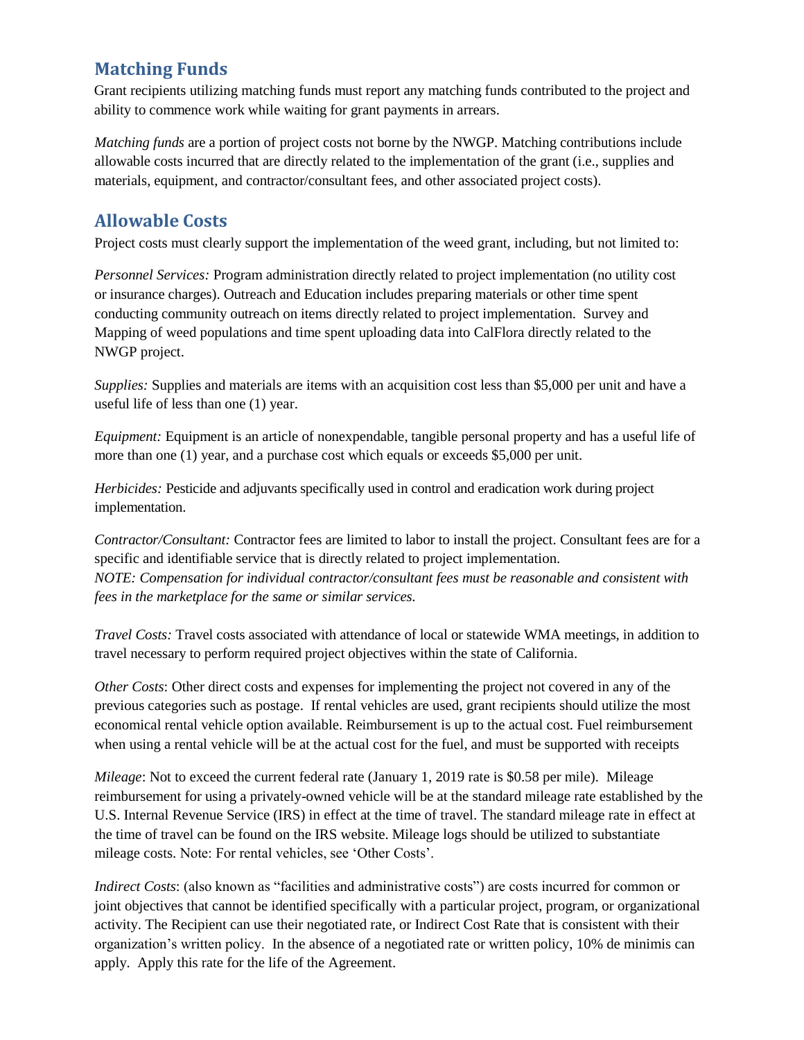## Matching Funds

Grant recipients utilizing matching funds must report any matching funds contributed to the project and ability to commence work while waiting for grant payments in arrears.

*Matching funds* are a portion of project costs not borne by the NWGP. Matching contributions include allowable costs incurred that are directly related to the implementation of the grant (i.e., supplies and materials, equipment, and contractor/consultant fees, and other associated project costs).

## Allowable Costs

Project costs must clearly support the implementation of the weed grant, including, but not limited to:

*Personnel Services:* Program administration directly related to project implementation (no utility cost or insurance charges). Outreach and Education includes preparing materials or other time spent conducting community outreach on items directly related to project implementation. Survey and Mapping of weed populations and time spent uploading data into CalFlora directly related to the NWGP project.

*Supplies:* Supplies and materials are items with an acquisition cost less than $5,000 per unit and have a useful life of less than one (1) year.

*Equipment:* Equipment is an article of nonexpendable, tangible personal property and has a useful life of more than one (1) year, and a purchase cost which equals or exceeds $5,000 per unit.

*Herbicides:* Pesticide and adjuvants specifically used in control and eradication work during project implementation.

*Contractor/Consultant:* Contractor fees are limited to labor to install the project. Consultant fees are for a specific and identifiable service that is directly related to project implementation.
*NOTE: Compensation for individual contractor/consultant fees must be reasonable and consistent with fees in the marketplace for the same or similar services.*

*Travel Costs:* Travel costs associated with attendance of local or statewide WMA meetings, in addition to travel necessary to perform required project objectives within the state of California.

*Other Costs*: Other direct costs and expenses for implementing the project not covered in any of the previous categories such as postage. If rental vehicles are used, grant recipients should utilize the most economical rental vehicle option available. Reimbursement is up to the actual cost. Fuel reimbursement when using a rental vehicle will be at the actual cost for the fuel, and must be supported with receipts

*Mileage*: Not to exceed the current federal rate (January 1, 2019 rate is $0.58 per mile). Mileage reimbursement for using a privately-owned vehicle will be at the standard mileage rate established by the U.S. Internal Revenue Service (IRS) in effect at the time of travel. The standard mileage rate in effect at the time of travel can be found on the IRS website. Mileage logs should be utilized to substantiate mileage costs. Note: For rental vehicles, see 'Other Costs'.

*Indirect Costs*: (also known as "facilities and administrative costs") are costs incurred for common or joint objectives that cannot be identified specifically with a particular project, program, or organizational activity. The Recipient can use their negotiated rate, or Indirect Cost Rate that is consistent with their organization's written policy. In the absence of a negotiated rate or written policy, 10% de minimis can apply. Apply this rate for the life of the Agreement.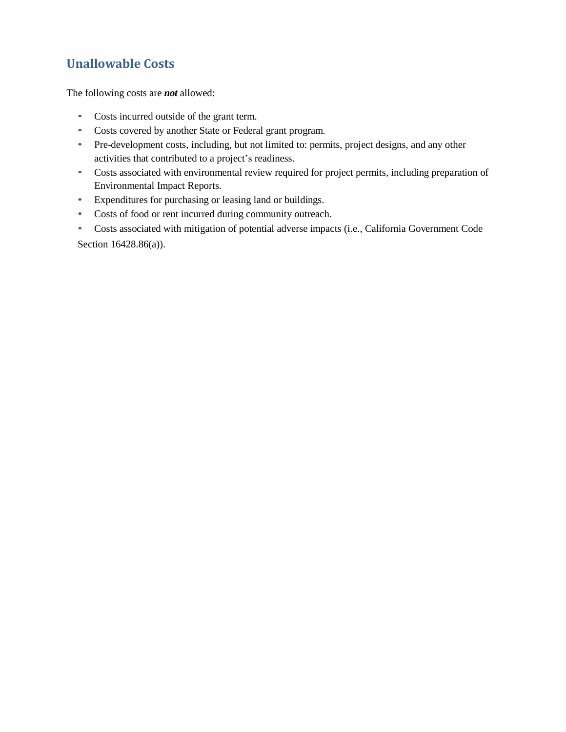## Unallowable Costs

The following costs are ***not*** allowed:

- Costs incurred outside of the grant term.
- Costs covered by another State or Federal grant program.
- Pre-development costs, including, but not limited to: permits, project designs, and any other activities that contributed to a project's readiness.
- Costs associated with environmental review required for project permits, including preparation of Environmental Impact Reports.
- Expenditures for purchasing or leasing land or buildings.
- Costs of food or rent incurred during community outreach.
- Costs associated with mitigation of potential adverse impacts (i.e., California Government Code Section 16428.86(a)).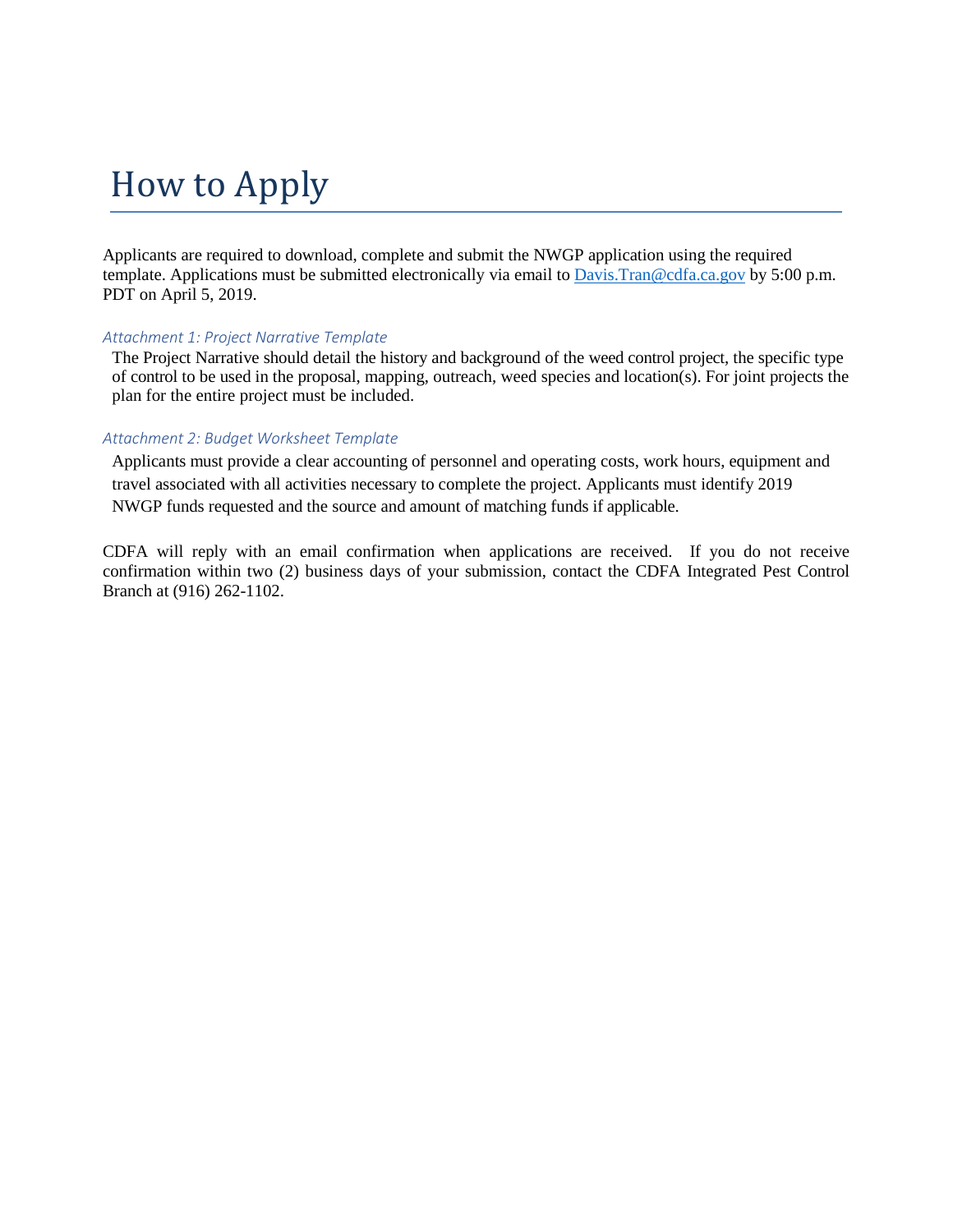# How to Apply

Applicants are required to download, complete and submit the NWGP application using the required template. Applications must be submitted electronically via email to [Davis.Tran@cdfa.ca.gov](mailto:Davis.Tran@cdfa.ca.gov) by 5:00 p.m. PDT on April 5, 2019.

### *Attachment 1: Project Narrative Template*

The Project Narrative should detail the history and background of the weed control project, the specific type of control to be used in the proposal, mapping, outreach, weed species and location(s). For joint projects the plan for the entire project must be included.

### *Attachment 2: Budget Worksheet Template*

Applicants must provide a clear accounting of personnel and operating costs, work hours, equipment and travel associated with all activities necessary to complete the project. Applicants must identify 2019 NWGP funds requested and the source and amount of matching funds if applicable.

CDFA will reply with an email confirmation when applications are received. If you do not receive confirmation within two (2) business days of your submission, contact the CDFA Integrated Pest Control Branch at (916) 262-1102.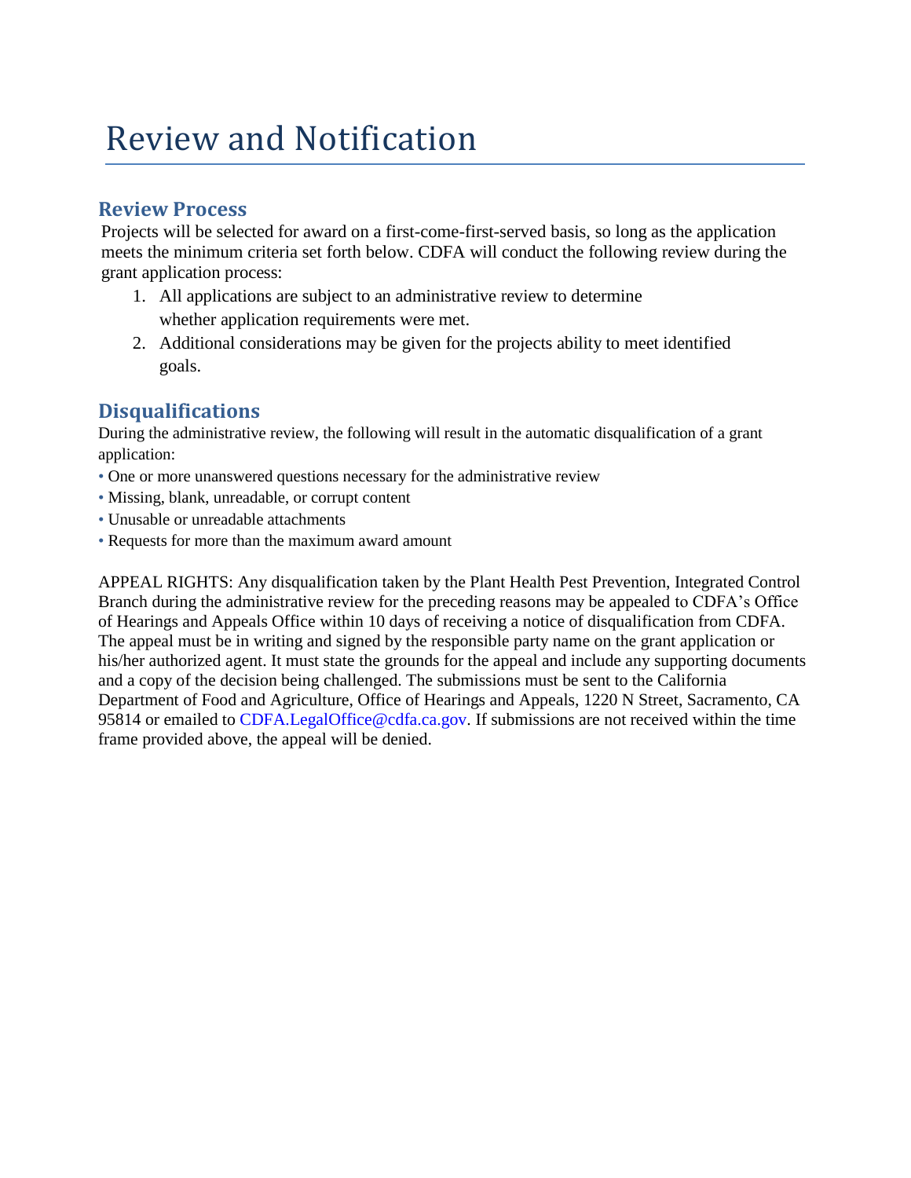# Review and Notification

## Review Process

Projects will be selected for award on a first-come-first-served basis, so long as the application meets the minimum criteria set forth below. CDFA will conduct the following review during the grant application process:

1. All applications are subject to an administrative review to determine whether application requirements were met.
2. Additional considerations may be given for the projects ability to meet identified goals.

## Disqualifications

During the administrative review, the following will result in the automatic disqualification of a grant application:

- One or more unanswered questions necessary for the administrative review
- Missing, blank, unreadable, or corrupt content
- Unusable or unreadable attachments
- Requests for more than the maximum award amount

APPEAL RIGHTS: Any disqualification taken by the Plant Health Pest Prevention, Integrated Control Branch during the administrative review for the preceding reasons may be appealed to CDFA's Office of Hearings and Appeals Office within 10 days of receiving a notice of disqualification from CDFA. The appeal must be in writing and signed by the responsible party name on the grant application or his/her authorized agent. It must state the grounds for the appeal and include any supporting documents and a copy of the decision being challenged. The submissions must be sent to the California Department of Food and Agriculture, Office of Hearings and Appeals, 1220 N Street, Sacramento, CA 95814 or emailed to CDFA.LegalOffice@cdfa.ca.gov. If submissions are not received within the time frame provided above, the appeal will be denied.